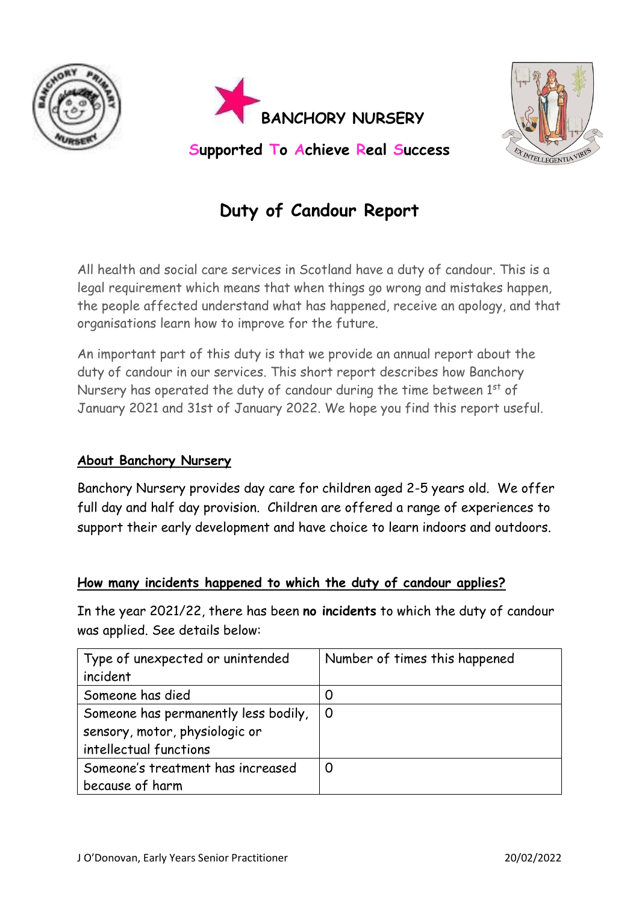**BANCHORY NURSERY**

**Supported To Achieve Real Success**

# Duty of Candour Report

All health and social care services in Scotland have a duty of candour. This is a legal requirement which means that when things go wrong and mistakes happen, the people affected understand what has happened, receive an apology, and that organisations learn how to improve for the future.

An important part of this duty is that we provide an annual report about the duty of candour in our services. This short report describes how Banchory Nursery has operated the duty of candour during the time between 1st of January 2021 and 31st of January 2022. We hope you find this report useful.

## About Banchory Nursery

Banchory Nursery provides day care for children aged 2-5 years old. We offer full day and half day provision. Children are offered a range of experiences to support their early development and have choice to learn indoors and outdoors.

## How many incidents happened to which the duty of candour applies?

In the year 2021/22, there has been **no incidents** to which the duty of candour was applied. See details below:

| Type of unexpected or unintended incident | Number of times this happened |
|---|---|
| Someone has died | 0 |
| Someone has permanently less bodily, sensory, motor, physiologic or intellectual functions | 0 |
| Someone's treatment has increased because of harm | 0 |

J O'Donovan, Early Years Senior Practitioner 20/02/2022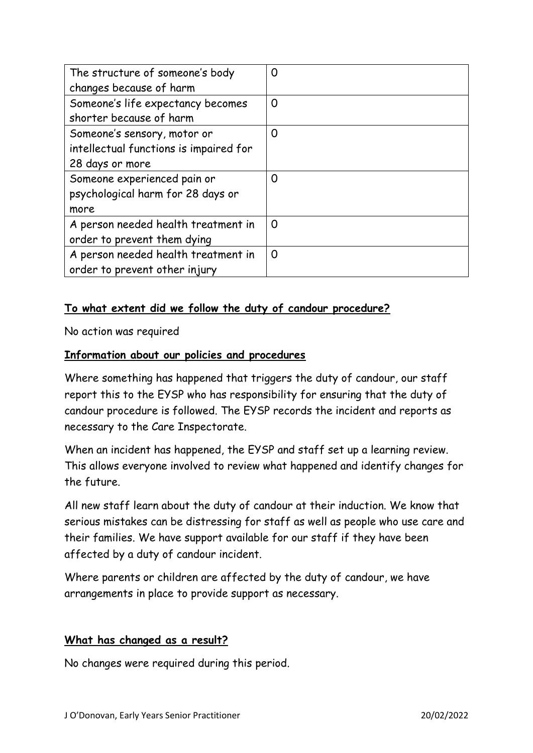| | |
|---|---|
| The structure of someone's body changes because of harm | 0 |
| Someone's life expectancy becomes shorter because of harm | 0 |
| Someone's sensory, motor or intellectual functions is impaired for 28 days or more | 0 |
| Someone experienced pain or psychological harm for 28 days or more | 0 |
| A person needed health treatment in order to prevent them dying | 0 |
| A person needed health treatment in order to prevent other injury | 0 |

**To what extent did we follow the duty of candour procedure?**

No action was required

**Information about our policies and procedures**

Where something has happened that triggers the duty of candour, our staff report this to the EYSP who has responsibility for ensuring that the duty of candour procedure is followed. The EYSP records the incident and reports as necessary to the Care Inspectorate.

When an incident has happened, the EYSP and staff set up a learning review. This allows everyone involved to review what happened and identify changes for the future.

All new staff learn about the duty of candour at their induction. We know that serious mistakes can be distressing for staff as well as people who use care and their families. We have support available for our staff if they have been affected by a duty of candour incident.

Where parents or children are affected by the duty of candour, we have arrangements in place to provide support as necessary.

**What has changed as a result?**

No changes were required during this period.

J O'Donovan, Early Years Senior Practitioner 20/02/2022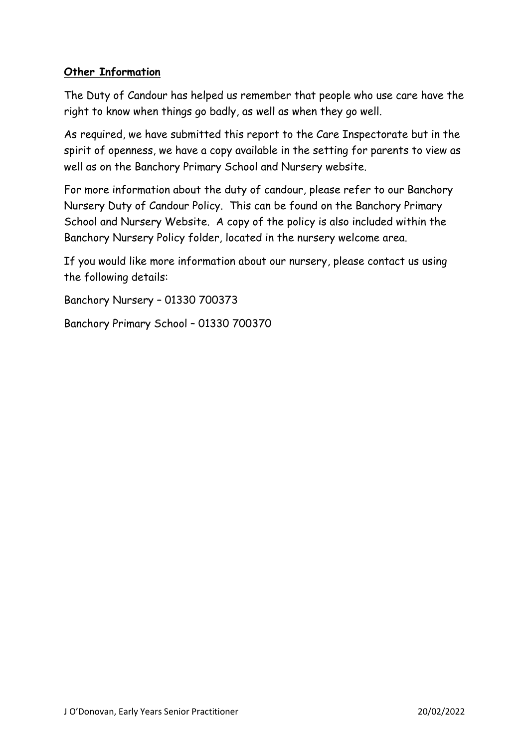**Other Information**

The Duty of Candour has helped us remember that people who use care have the right to know when things go badly, as well as when they go well.

As required, we have submitted this report to the Care Inspectorate but in the spirit of openness, we have a copy available in the setting for parents to view as well as on the Banchory Primary School and Nursery website.

For more information about the duty of candour, please refer to our Banchory Nursery Duty of Candour Policy. This can be found on the Banchory Primary School and Nursery Website. A copy of the policy is also included within the Banchory Nursery Policy folder, located in the nursery welcome area.

If you would like more information about our nursery, please contact us using the following details:

Banchory Nursery – 01330 700373

Banchory Primary School – 01330 700370

J O'Donovan, Early Years Senior Practitioner 20/02/2022